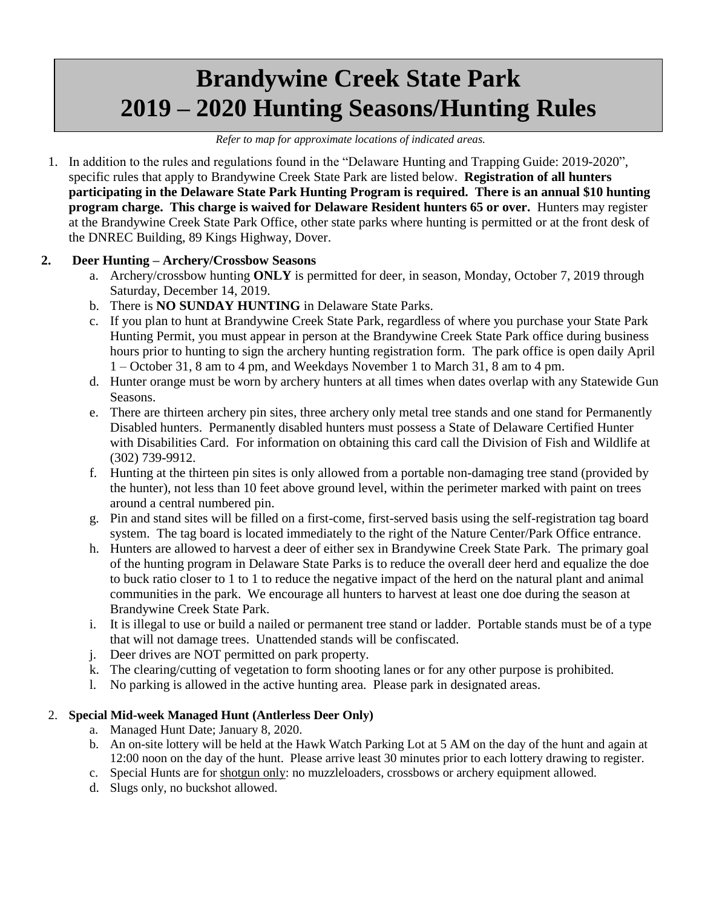# Brandywine Creek State Park
# 2019 – 2020 Hunting Seasons/Hunting Rules

*Refer to map for approximate locations of indicated areas.*

1. In addition to the rules and regulations found in the "Delaware Hunting and Trapping Guide: 2019-2020", specific rules that apply to Brandywine Creek State Park are listed below. **Registration of all hunters participating in the Delaware State Park Hunting Program is required. There is an annual $10 hunting program charge. This charge is waived for Delaware Resident hunters 65 or over.** Hunters may register at the Brandywine Creek State Park Office, other state parks where hunting is permitted or at the front desk of the DNREC Building, 89 Kings Highway, Dover.

**2. Deer Hunting – Archery/Crossbow Seasons**

   a. Archery/crossbow hunting **ONLY** is permitted for deer, in season, Monday, October 7, 2019 through Saturday, December 14, 2019.
   b. There is **NO SUNDAY HUNTING** in Delaware State Parks.
   c. If you plan to hunt at Brandywine Creek State Park, regardless of where you purchase your State Park Hunting Permit, you must appear in person at the Brandywine Creek State Park office during business hours prior to hunting to sign the archery hunting registration form. The park office is open daily April 1 – October 31, 8 am to 4 pm, and Weekdays November 1 to March 31, 8 am to 4 pm.
   d. Hunter orange must be worn by archery hunters at all times when dates overlap with any Statewide Gun Seasons.
   e. There are thirteen archery pin sites, three archery only metal tree stands and one stand for Permanently Disabled hunters. Permanently disabled hunters must possess a State of Delaware Certified Hunter with Disabilities Card. For information on obtaining this card call the Division of Fish and Wildlife at (302) 739-9912.
   f. Hunting at the thirteen pin sites is only allowed from a portable non-damaging tree stand (provided by the hunter), not less than 10 feet above ground level, within the perimeter marked with paint on trees around a central numbered pin.
   g. Pin and stand sites will be filled on a first-come, first-served basis using the self-registration tag board system. The tag board is located immediately to the right of the Nature Center/Park Office entrance.
   h. Hunters are allowed to harvest a deer of either sex in Brandywine Creek State Park. The primary goal of the hunting program in Delaware State Parks is to reduce the overall deer herd and equalize the doe to buck ratio closer to 1 to 1 to reduce the negative impact of the herd on the natural plant and animal communities in the park. We encourage all hunters to harvest at least one doe during the season at Brandywine Creek State Park.
   i. It is illegal to use or build a nailed or permanent tree stand or ladder. Portable stands must be of a type that will not damage trees. Unattended stands will be confiscated.
   j. Deer drives are NOT permitted on park property.
   k. The clearing/cutting of vegetation to form shooting lanes or for any other purpose is prohibited.
   l. No parking is allowed in the active hunting area. Please park in designated areas.

2. **Special Mid-week Managed Hunt (Antlerless Deer Only)**

   a. Managed Hunt Date; January 8, 2020.
   b. An on-site lottery will be held at the Hawk Watch Parking Lot at 5 AM on the day of the hunt and again at 12:00 noon on the day of the hunt. Please arrive least 30 minutes prior to each lottery drawing to register.
   c. Special Hunts are for <u>shotgun only</u>: no muzzleloaders, crossbows or archery equipment allowed.
   d. Slugs only, no buckshot allowed.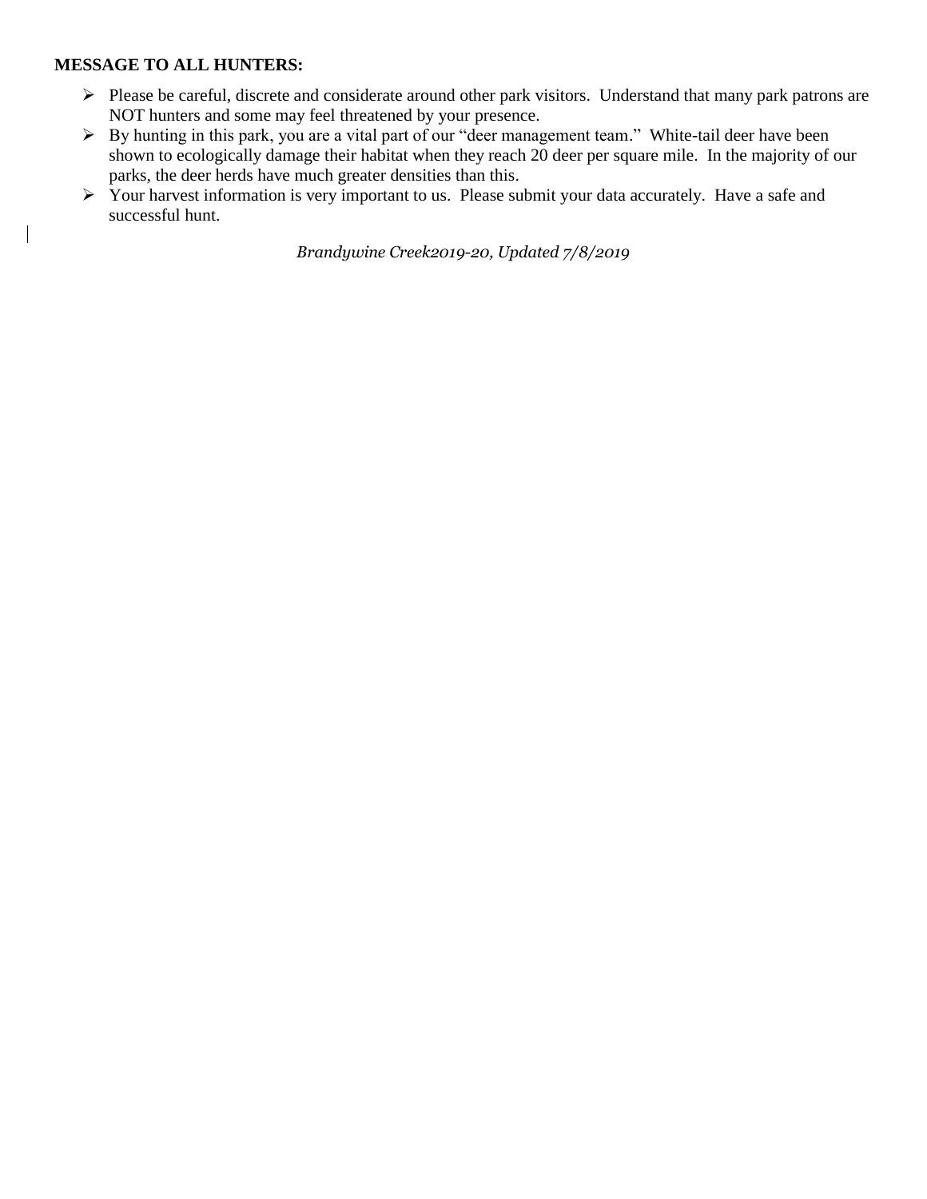**MESSAGE TO ALL HUNTERS:**

- Please be careful, discrete and considerate around other park visitors. Understand that many park patrons are NOT hunters and some may feel threatened by your presence.
- By hunting in this park, you are a vital part of our "deer management team." White-tail deer have been shown to ecologically damage their habitat when they reach 20 deer per square mile. In the majority of our parks, the deer herds have much greater densities than this.
- Your harvest information is very important to us. Please submit your data accurately. Have a safe and successful hunt.

*Brandywine Creek2019-20, Updated 7/8/2019*